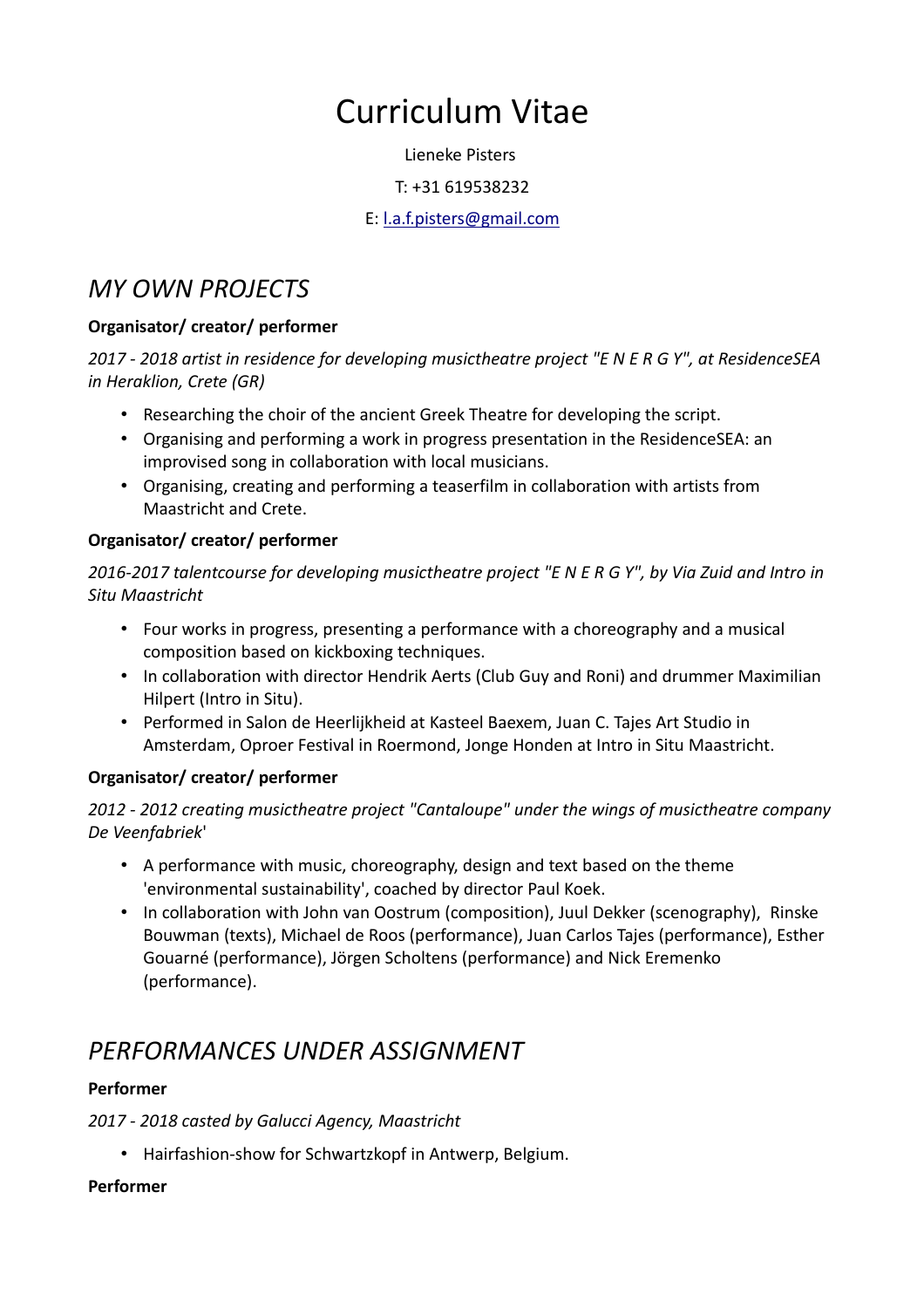# Curriculum Vitae

Lieneke Pisters

T: +31 619538232

E: l.a.f.pisters@gmail.com

## *MY OWN PROJECTS*

**Organisator/ creator/ performer**

*2017 - 2018 artist in residence for developing musictheatre project "E N E R G Y", at ResidenceSEA in Heraklion, Crete (GR)*

- Researching the choir of the ancient Greek Theatre for developing the script.
- Organising and performing a work in progress presentation in the ResidenceSEA: an improvised song in collaboration with local musicians.
- Organising, creating and performing a teaserfilm in collaboration with artists from Maastricht and Crete.

**Organisator/ creator/ performer**

*2016-2017 talentcourse for developing musictheatre project "E N E R G Y", by Via Zuid and Intro in Situ Maastricht*

- Four works in progress, presenting a performance with a choreography and a musical composition based on kickboxing techniques.
- In collaboration with director Hendrik Aerts (Club Guy and Roni) and drummer Maximilian Hilpert (Intro in Situ).
- Performed in Salon de Heerlijkheid at Kasteel Baexem, Juan C. Tajes Art Studio in Amsterdam, Oproer Festival in Roermond, Jonge Honden at Intro in Situ Maastricht.

**Organisator/ creator/ performer**

*2012 - 2012 creating musictheatre project "Cantaloupe" under the wings of musictheatre company De Veenfabriek*'

- A performance with music, choreography, design and text based on the theme 'environmental sustainability', coached by director Paul Koek.
- In collaboration with John van Oostrum (composition), Juul Dekker (scenography), Rinske Bouwman (texts), Michael de Roos (performance), Juan Carlos Tajes (performance), Esther Gouarné (performance), Jörgen Scholtens (performance) and Nick Eremenko (performance).

## *PERFORMANCES UNDER ASSIGNMENT*

**Performer**

*2017 - 2018 casted by Galucci Agency, Maastricht*

- Hairfashion-show for Schwartzkopf in Antwerp, Belgium.

**Performer**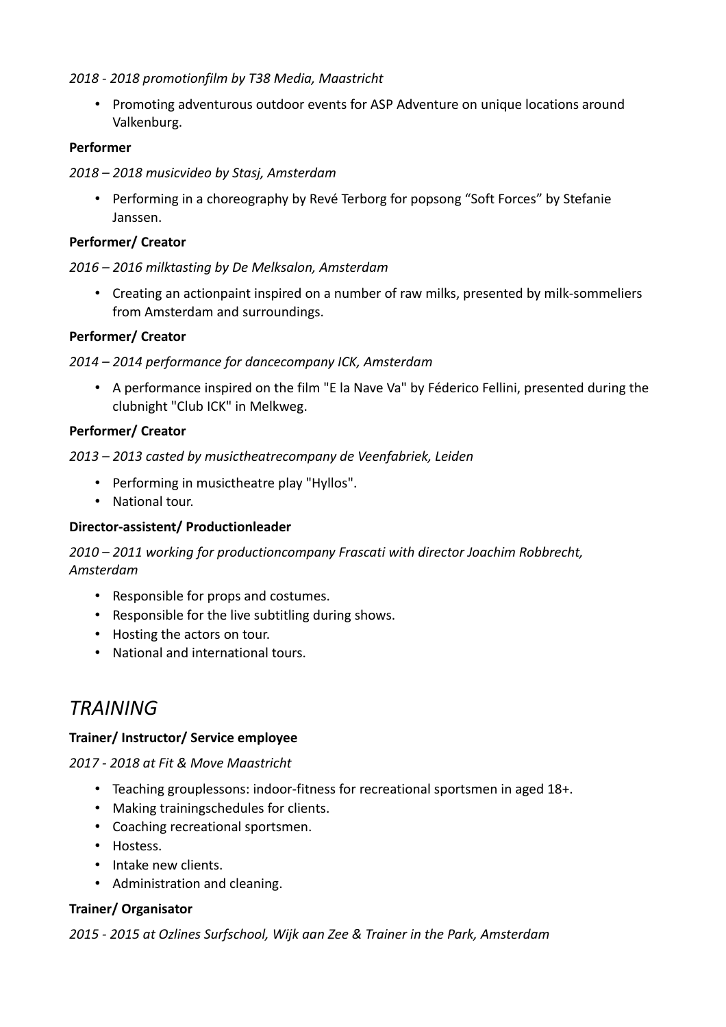*2018 - 2018 promotionfilm by T38 Media, Maastricht*

- Promoting adventurous outdoor events for ASP Adventure on unique locations around Valkenburg.

**Performer**

*2018 – 2018 musicvideo by Stasj, Amsterdam*

- Performing in a choreography by Revé Terborg for popsong "Soft Forces" by Stefanie Janssen.

**Performer/ Creator**

*2016 – 2016 milktasting by De Melksalon, Amsterdam*

- Creating an actionpaint inspired on a number of raw milks, presented by milk-sommeliers from Amsterdam and surroundings.

**Performer/ Creator**

*2014 – 2014 performance for dancecompany ICK, Amsterdam*

- A performance inspired on the film "E la Nave Va" by Féderico Fellini, presented during the clubnight "Club ICK" in Melkweg.

**Performer/ Creator**

*2013 – 2013 casted by musictheatrecompany de Veenfabriek, Leiden*

- Performing in musictheatre play "Hyllos".
- National tour.

**Director-assistent/ Productionleader**

*2010 – 2011 working for productioncompany Frascati with director Joachim Robbrecht, Amsterdam*

- Responsible for props and costumes.
- Responsible for the live subtitling during shows.
- Hosting the actors on tour.
- National and international tours.

# *TRAINING*

**Trainer/ Instructor/ Service employee**

*2017 - 2018 at Fit & Move Maastricht*

- Teaching grouplessons: indoor-fitness for recreational sportsmen in aged 18+.
- Making trainingschedules for clients.
- Coaching recreational sportsmen.
- Hostess.
- Intake new clients.
- Administration and cleaning.

**Trainer/ Organisator**

*2015 - 2015 at Ozlines Surfschool, Wijk aan Zee & Trainer in the Park, Amsterdam*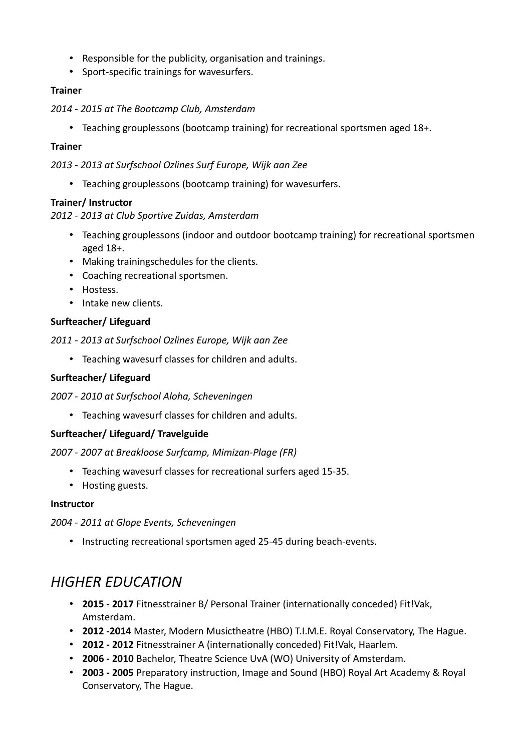- Responsible for the publicity, organisation and trainings.
- Sport-specific trainings for wavesurfers.

**Trainer**

*2014 - 2015 at The Bootcamp Club, Amsterdam*

- Teaching grouplessons (bootcamp training) for recreational sportsmen aged 18+.

**Trainer**

*2013 - 2013 at Surfschool Ozlines Surf Europe, Wijk aan Zee*

- Teaching grouplessons (bootcamp training) for wavesurfers.

**Trainer/ Instructor**

*2012 - 2013 at Club Sportive Zuidas, Amsterdam*

- Teaching grouplessons (indoor and outdoor bootcamp training) for recreational sportsmen aged 18+.
- Making trainingschedules for the clients.
- Coaching recreational sportsmen.
- Hostess.
- Intake new clients.

**Surfteacher/ Lifeguard**

*2011 - 2013 at Surfschool Ozlines Europe, Wijk aan Zee*

- Teaching wavesurf classes for children and adults.

**Surfteacher/ Lifeguard**

*2007 - 2010 at Surfschool Aloha, Scheveningen*

- Teaching wavesurf classes for children and adults.

**Surfteacher/ Lifeguard/ Travelguide**

*2007 - 2007 at Breakloose Surfcamp, Mimizan-Plage (FR)*

- Teaching wavesurf classes for recreational surfers aged 15-35.
- Hosting guests.

**Instructor**

*2004 - 2011 at Glope Events, Scheveningen*

- Instructing recreational sportsmen aged 25-45 during beach-events.

## *HIGHER EDUCATION*

- **2015 - 2017** Fitnesstrainer B/ Personal Trainer (internationally conceded) Fit!Vak, Amsterdam.
- **2012 -2014** Master, Modern Musictheatre (HBO) T.I.M.E. Royal Conservatory, The Hague.
- **2012 - 2012** Fitnesstrainer A (internationally conceded) Fit!Vak, Haarlem.
- **2006 - 2010** Bachelor, Theatre Science UvA (WO) University of Amsterdam.
- **2003 - 2005** Preparatory instruction, Image and Sound (HBO) Royal Art Academy & Royal Conservatory, The Hague.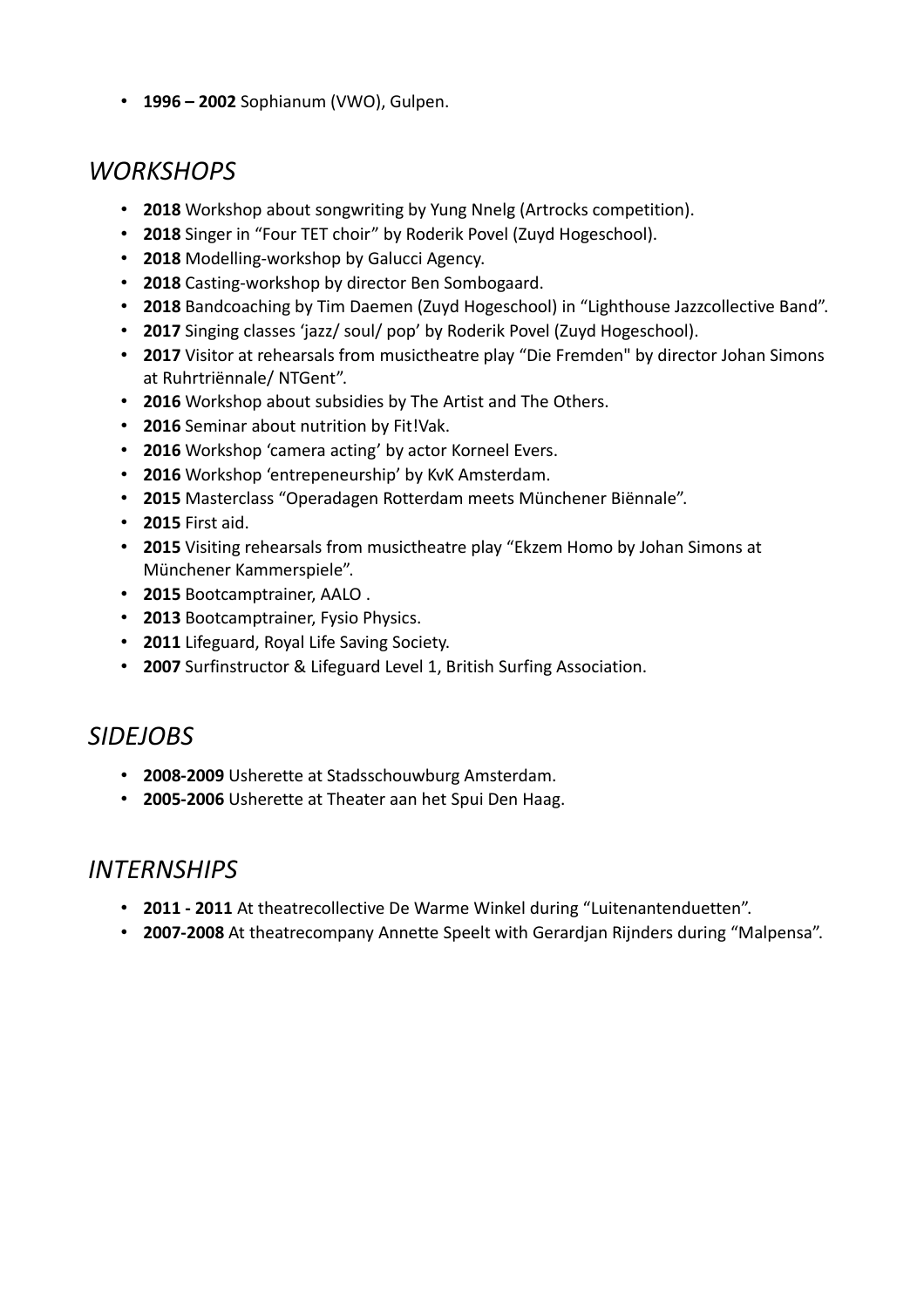- **1996 – 2002** Sophianum (VWO), Gulpen.

## *WORKSHOPS*

- **2018** Workshop about songwriting by Yung Nnelg (Artrocks competition).
- **2018** Singer in "Four TET choir" by Roderik Povel (Zuyd Hogeschool).
- **2018** Modelling-workshop by Galucci Agency.
- **2018** Casting-workshop by director Ben Sombogaard.
- **2018** Bandcoaching by Tim Daemen (Zuyd Hogeschool) in "Lighthouse Jazzcollective Band".
- **2017** Singing classes 'jazz/ soul/ pop' by Roderik Povel (Zuyd Hogeschool).
- **2017** Visitor at rehearsals from musictheatre play "Die Fremden" by director Johan Simons at Ruhrtriënnale/ NTGent".
- **2016** Workshop about subsidies by The Artist and The Others.
- **2016** Seminar about nutrition by Fit!Vak.
- **2016** Workshop 'camera acting' by actor Korneel Evers.
- **2016** Workshop 'entrepeneurship' by KvK Amsterdam.
- **2015** Masterclass "Operadagen Rotterdam meets Münchener Biënnale".
- **2015** First aid.
- **2015** Visiting rehearsals from musictheatre play "Ekzem Homo by Johan Simons at Münchener Kammerspiele".
- **2015** Bootcamptrainer, AALO .
- **2013** Bootcamptrainer, Fysio Physics.
- **2011** Lifeguard, Royal Life Saving Society.
- **2007** Surfinstructor & Lifeguard Level 1, British Surfing Association.

## *SIDEJOBS*

- **2008-2009** Usherette at Stadsschouwburg Amsterdam.
- **2005-2006** Usherette at Theater aan het Spui Den Haag.

## *INTERNSHIPS*

- **2011 - 2011** At theatrecollective De Warme Winkel during "Luitenantenduetten".
- **2007-2008** At theatrecompany Annette Speelt with Gerardjan Rijnders during "Malpensa".